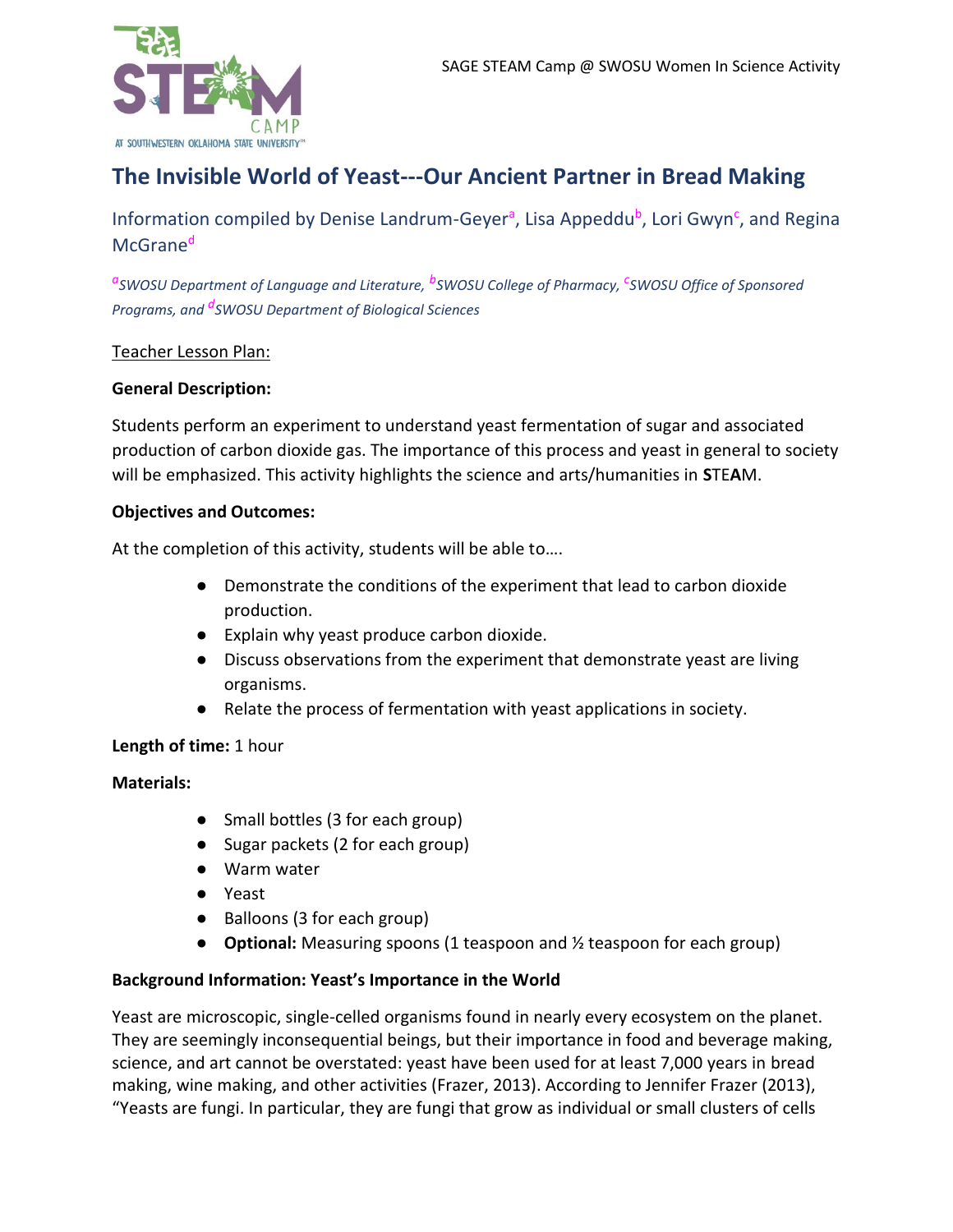# The Invisible World of Yeast---Our Ancient Partner in Bread Making

Information compiled by Denise Landrum-Geyer[a], Lisa Appeddu[b], Lori Gwyn[c], and Regina McGrane[d]

*[a]SWOSU Department of Language and Literature, [b]SWOSU College of Pharmacy, [c]SWOSU Office of Sponsored Programs, and [d]SWOSU Department of Biological Sciences*

Teacher Lesson Plan:

**General Description:**

Students perform an experiment to understand yeast fermentation of sugar and associated production of carbon dioxide gas. The importance of this process and yeast in general to society will be emphasized. This activity highlights the science and arts/humanities in **S**TE**A**M.

**Objectives and Outcomes:**

At the completion of this activity, students will be able to….

- Demonstrate the conditions of the experiment that lead to carbon dioxide production.
- Explain why yeast produce carbon dioxide.
- Discuss observations from the experiment that demonstrate yeast are living organisms.
- Relate the process of fermentation with yeast applications in society.

**Length of time:** 1 hour

**Materials:**

- Small bottles (3 for each group)
- Sugar packets (2 for each group)
- Warm water
- Yeast
- Balloons (3 for each group)
- **Optional:** Measuring spoons (1 teaspoon and ½ teaspoon for each group)

**Background Information: Yeast's Importance in the World**

Yeast are microscopic, single-celled organisms found in nearly every ecosystem on the planet. They are seemingly inconsequential beings, but their importance in food and beverage making, science, and art cannot be overstated: yeast have been used for at least 7,000 years in bread making, wine making, and other activities (Frazer, 2013). According to Jennifer Frazer (2013), "Yeasts are fungi. In particular, they are fungi that grow as individual or small clusters of cells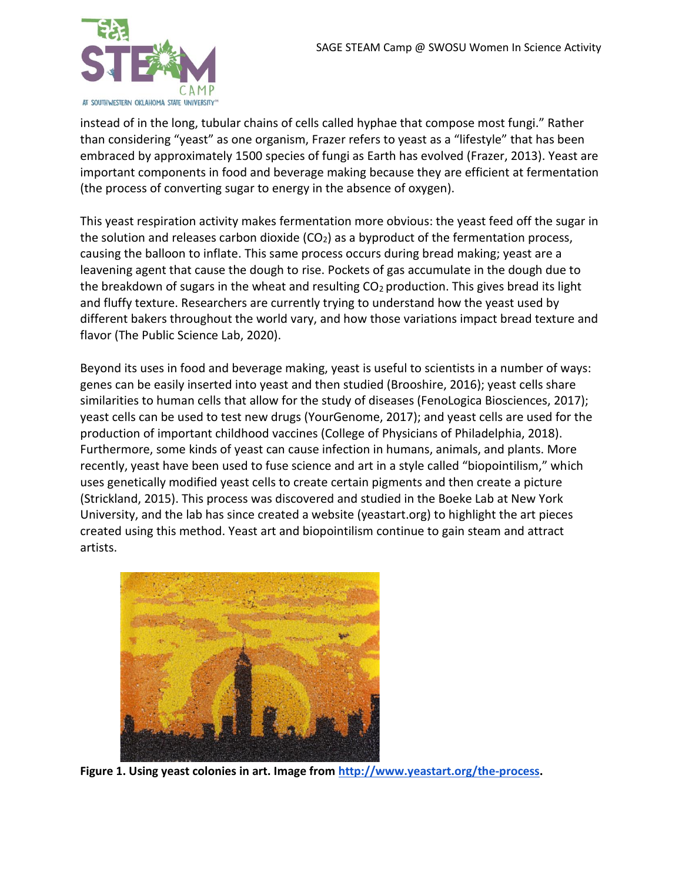instead of in the long, tubular chains of cells called hyphae that compose most fungi." Rather than considering "yeast" as one organism, Frazer refers to yeast as a "lifestyle" that has been embraced by approximately 1500 species of fungi as Earth has evolved (Frazer, 2013). Yeast are important components in food and beverage making because they are efficient at fermentation (the process of converting sugar to energy in the absence of oxygen).

This yeast respiration activity makes fermentation more obvious: the yeast feed off the sugar in the solution and releases carbon dioxide ($CO_2$) as a byproduct of the fermentation process, causing the balloon to inflate. This same process occurs during bread making; yeast are a leavening agent that cause the dough to rise. Pockets of gas accumulate in the dough due to the breakdown of sugars in the wheat and resulting $CO_2$ production. This gives bread its light and fluffy texture. Researchers are currently trying to understand how the yeast used by different bakers throughout the world vary, and how those variations impact bread texture and flavor (The Public Science Lab, 2020).

Beyond its uses in food and beverage making, yeast is useful to scientists in a number of ways: genes can be easily inserted into yeast and then studied (Brooshire, 2016); yeast cells share similarities to human cells that allow for the study of diseases (FenoLogica Biosciences, 2017); yeast cells can be used to test new drugs (YourGenome, 2017); and yeast cells are used for the production of important childhood vaccines (College of Physicians of Philadelphia, 2018). Furthermore, some kinds of yeast can cause infection in humans, animals, and plants. More recently, yeast have been used to fuse science and art in a style called "biopointilism," which uses genetically modified yeast cells to create certain pigments and then create a picture (Strickland, 2015). This process was discovered and studied in the Boeke Lab at New York University, and the lab has since created a website (yeastart.org) to highlight the art pieces created using this method. Yeast art and biopointilism continue to gain steam and attract artists.

**Figure 1. Using yeast colonies in art. Image from http://www.yeastart.org/the-process.**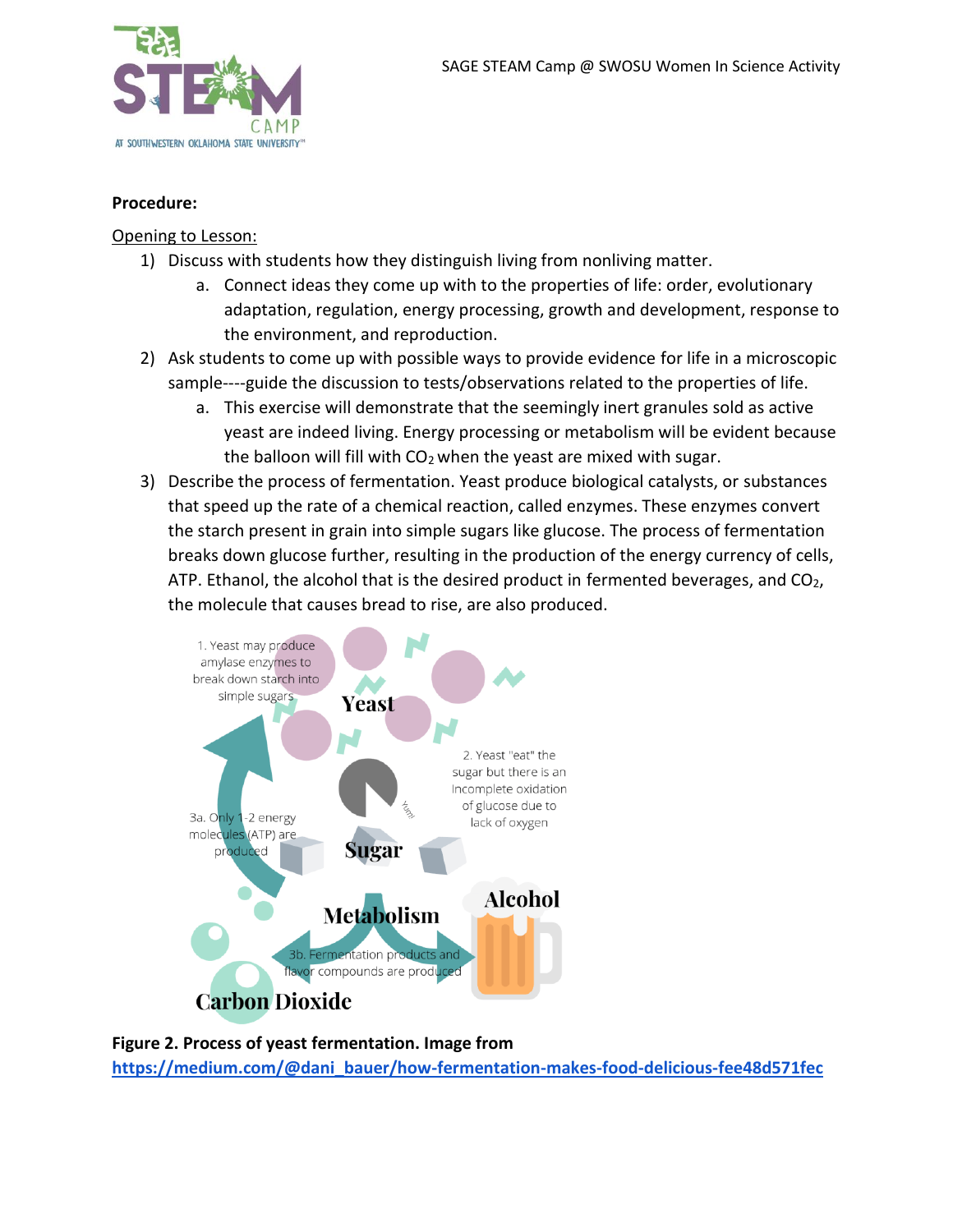**Procedure:**

Opening to Lesson:

1) Discuss with students how they distinguish living from nonliving matter.
   a. Connect ideas they come up with to the properties of life: order, evolutionary adaptation, regulation, energy processing, growth and development, response to the environment, and reproduction.
2) Ask students to come up with possible ways to provide evidence for life in a microscopic sample----guide the discussion to tests/observations related to the properties of life.
   a. This exercise will demonstrate that the seemingly inert granules sold as active yeast are indeed living. Energy processing or metabolism will be evident because the balloon will fill with $CO_2$ when the yeast are mixed with sugar.
3) Describe the process of fermentation. Yeast produce biological catalysts, or substances that speed up the rate of a chemical reaction, called enzymes. These enzymes convert the starch present in grain into simple sugars like glucose. The process of fermentation breaks down glucose further, resulting in the production of the energy currency of cells, ATP. Ethanol, the alcohol that is the desired product in fermented beverages, and $CO_2$, the molecule that causes bread to rise, are also produced.

**Figure 2. Process of yeast fermentation. Image from https://medium.com/@dani_bauer/how-fermentation-makes-food-delicious-fee48d571fec**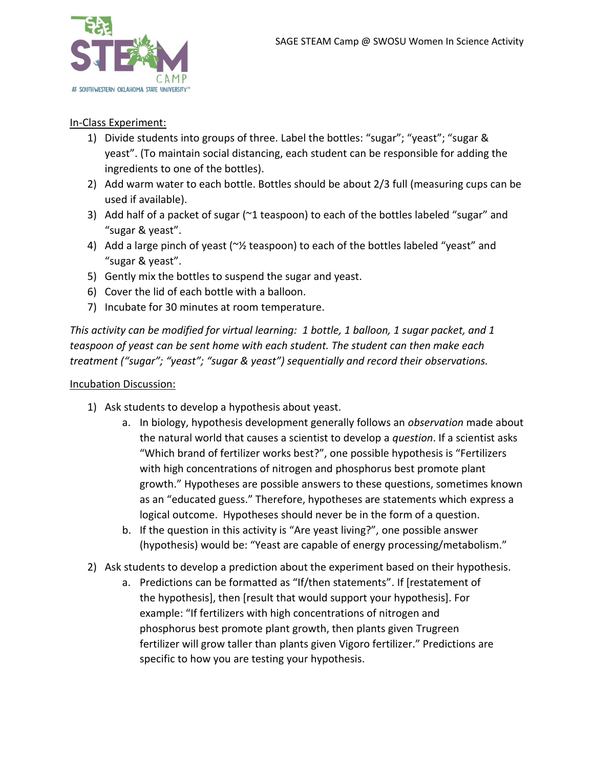In-Class Experiment:

1) Divide students into groups of three. Label the bottles: "sugar"; "yeast"; "sugar & yeast". (To maintain social distancing, each student can be responsible for adding the ingredients to one of the bottles).
2) Add warm water to each bottle. Bottles should be about 2/3 full (measuring cups can be used if available).
3) Add half of a packet of sugar (~1 teaspoon) to each of the bottles labeled "sugar" and "sugar & yeast".
4) Add a large pinch of yeast (~½ teaspoon) to each of the bottles labeled "yeast" and "sugar & yeast".
5) Gently mix the bottles to suspend the sugar and yeast.
6) Cover the lid of each bottle with a balloon.
7) Incubate for 30 minutes at room temperature.

*This activity can be modified for virtual learning: 1 bottle, 1 balloon, 1 sugar packet, and 1 teaspoon of yeast can be sent home with each student. The student can then make each treatment ("sugar"; "yeast"; "sugar & yeast") sequentially and record their observations.*

Incubation Discussion:

1) Ask students to develop a hypothesis about yeast.
   a. In biology, hypothesis development generally follows an *observation* made about the natural world that causes a scientist to develop a *question*. If a scientist asks "Which brand of fertilizer works best?", one possible hypothesis is "Fertilizers with high concentrations of nitrogen and phosphorus best promote plant growth." Hypotheses are possible answers to these questions, sometimes known as an "educated guess." Therefore, hypotheses are statements which express a logical outcome. Hypotheses should never be in the form of a question.
   b. If the question in this activity is "Are yeast living?", one possible answer (hypothesis) would be: "Yeast are capable of energy processing/metabolism."
2) Ask students to develop a prediction about the experiment based on their hypothesis.
   a. Predictions can be formatted as "If/then statements". If [restatement of the hypothesis], then [result that would support your hypothesis]. For example: "If fertilizers with high concentrations of nitrogen and phosphorus best promote plant growth, then plants given Trugreen fertilizer will grow taller than plants given Vigoro fertilizer." Predictions are specific to how you are testing your hypothesis.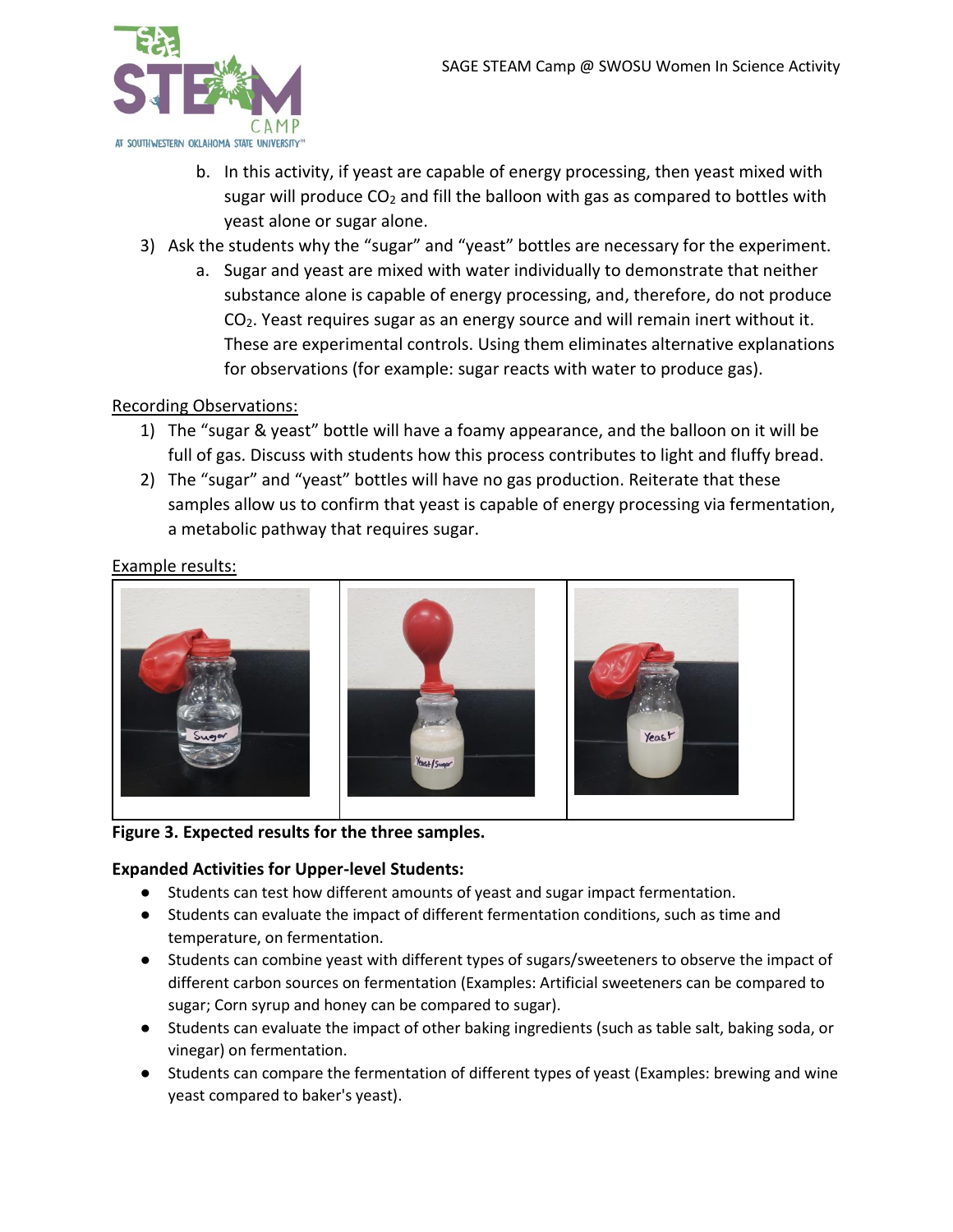b. In this activity, if yeast are capable of energy processing, then yeast mixed with sugar will produce $CO_2$ and fill the balloon with gas as compared to bottles with yeast alone or sugar alone.

3) Ask the students why the "sugar" and "yeast" bottles are necessary for the experiment.
   a. Sugar and yeast are mixed with water individually to demonstrate that neither substance alone is capable of energy processing, and, therefore, do not produce $CO_2$. Yeast requires sugar as an energy source and will remain inert without it. These are experimental controls. Using them eliminates alternative explanations for observations (for example: sugar reacts with water to produce gas).

<u>Recording Observations:</u>

1) The "sugar & yeast" bottle will have a foamy appearance, and the balloon on it will be full of gas. Discuss with students how this process contributes to light and fluffy bread.
2) The "sugar" and "yeast" bottles will have no gas production. Reiterate that these samples allow us to confirm that yeast is capable of energy processing via fermentation, a metabolic pathway that requires sugar.

<u>Example results:</u>

**Figure 3. Expected results for the three samples.**

**Expanded Activities for Upper-level Students:**

- Students can test how different amounts of yeast and sugar impact fermentation.
- Students can evaluate the impact of different fermentation conditions, such as time and temperature, on fermentation.
- Students can combine yeast with different types of sugars/sweeteners to observe the impact of different carbon sources on fermentation (Examples: Artificial sweeteners can be compared to sugar; Corn syrup and honey can be compared to sugar).
- Students can evaluate the impact of other baking ingredients (such as table salt, baking soda, or vinegar) on fermentation.
- Students can compare the fermentation of different types of yeast (Examples: brewing and wine yeast compared to baker's yeast).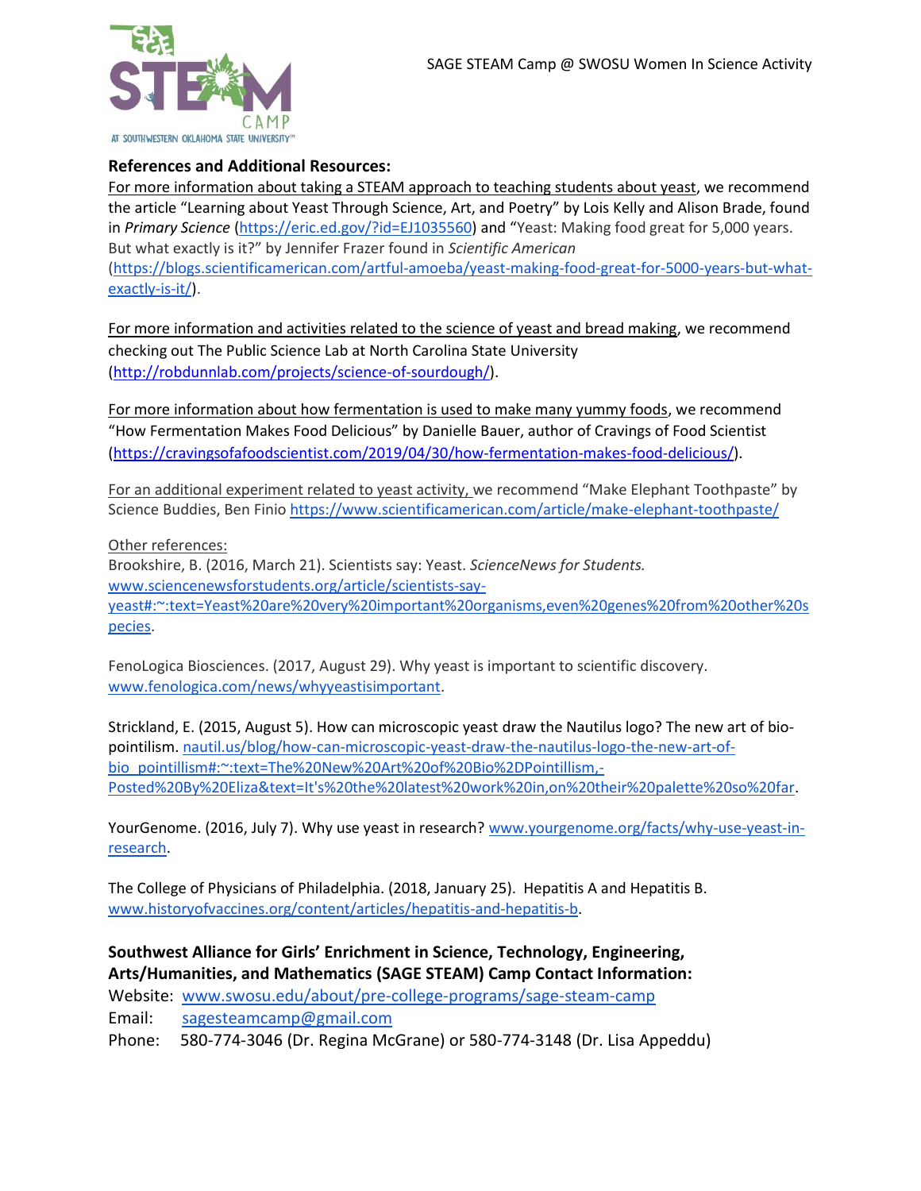## References and Additional Resources:

For more information about taking a STEAM approach to teaching students about yeast, we recommend the article "Learning about Yeast Through Science, Art, and Poetry" by Lois Kelly and Alison Brade, found in *Primary Science* (https://eric.ed.gov/?id=EJ1035560) and "Yeast: Making food great for 5,000 years. But what exactly is it?" by Jennifer Frazer found in *Scientific American* (https://blogs.scientificamerican.com/artful-amoeba/yeast-making-food-great-for-5000-years-but-what-exactly-is-it/).

For more information and activities related to the science of yeast and bread making, we recommend checking out The Public Science Lab at North Carolina State University (http://robdunnlab.com/projects/science-of-sourdough/).

For more information about how fermentation is used to make many yummy foods, we recommend "How Fermentation Makes Food Delicious" by Danielle Bauer, author of Cravings of Food Scientist (https://cravingsofafoodscientist.com/2019/04/30/how-fermentation-makes-food-delicious/).

For an additional experiment related to yeast activity, we recommend "Make Elephant Toothpaste" by Science Buddies, Ben Finio https://www.scientificamerican.com/article/make-elephant-toothpaste/

Other references:

Brookshire, B. (2016, March 21). Scientists say: Yeast. *ScienceNews for Students.* www.sciencenewsforstudents.org/article/scientists-say-yeast#:~:text=Yeast%20are%20very%20important%20organisms,even%20genes%20from%20other%20species.

FenoLogica Biosciences. (2017, August 29). Why yeast is important to scientific discovery. www.fenologica.com/news/whyyeastisimportant.

Strickland, E. (2015, August 5). How can microscopic yeast draw the Nautilus logo? The new art of bio-pointilism. nautil.us/blog/how-can-microscopic-yeast-draw-the-nautilus-logo-the-new-art-of-bio_pointillism#:~:text=The%20New%20Art%20of%20Bio%2DPointillism,-Posted%20By%20Eliza&text=It's%20the%20latest%20work%20in,on%20their%20palette%20so%20far.

YourGenome. (2016, July 7). Why use yeast in research? www.yourgenome.org/facts/why-use-yeast-in-research.

The College of Physicians of Philadelphia. (2018, January 25). Hepatitis A and Hepatitis B. www.historyofvaccines.org/content/articles/hepatitis-and-hepatitis-b.

## Southwest Alliance for Girls' Enrichment in Science, Technology, Engineering, Arts/Humanities, and Mathematics (SAGE STEAM) Camp Contact Information:

Website: www.swosu.edu/about/pre-college-programs/sage-steam-camp
Email: sagesteamcamp@gmail.com
Phone: 580-774-3046 (Dr. Regina McGrane) or 580-774-3148 (Dr. Lisa Appeddu)